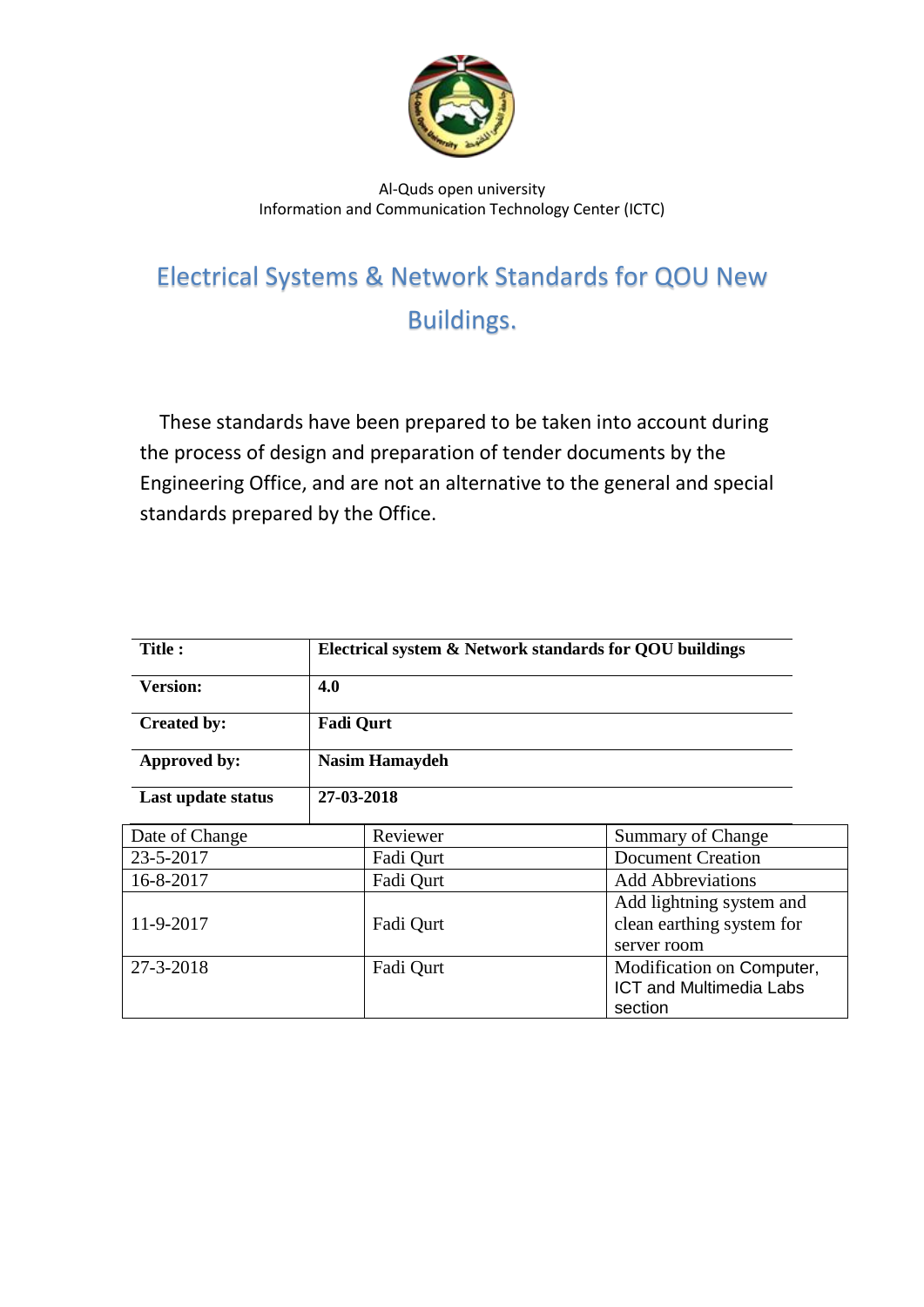Al-Quds open university
Information and Communication Technology Center (ICTC)

# Electrical Systems & Network Standards for QOU New Buildings.

These standards have been prepared to be taken into account during the process of design and preparation of tender documents by the Engineering Office, and are not an alternative to the general and special standards prepared by the Office.

| **Title :** | **Electrical system & Network standards for QOU buildings** |
|---|---|
| **Version:** | **4.0** |
| **Created by:** | **Fadi Qurt** |
| **Approved by:** | **Nasim Hamaydeh** |
| **Last update status** | **27-03-2018** |

| Date of Change | Reviewer | Summary of Change |
|---|---|---|
| 23-5-2017 | Fadi Qurt | Document Creation |
| 16-8-2017 | Fadi Qurt | Add Abbreviations |
| 11-9-2017 | Fadi Qurt | Add lightning system and clean earthing system for server room |
| 27-3-2018 | Fadi Qurt | Modification on Computer, ICT and Multimedia Labs section |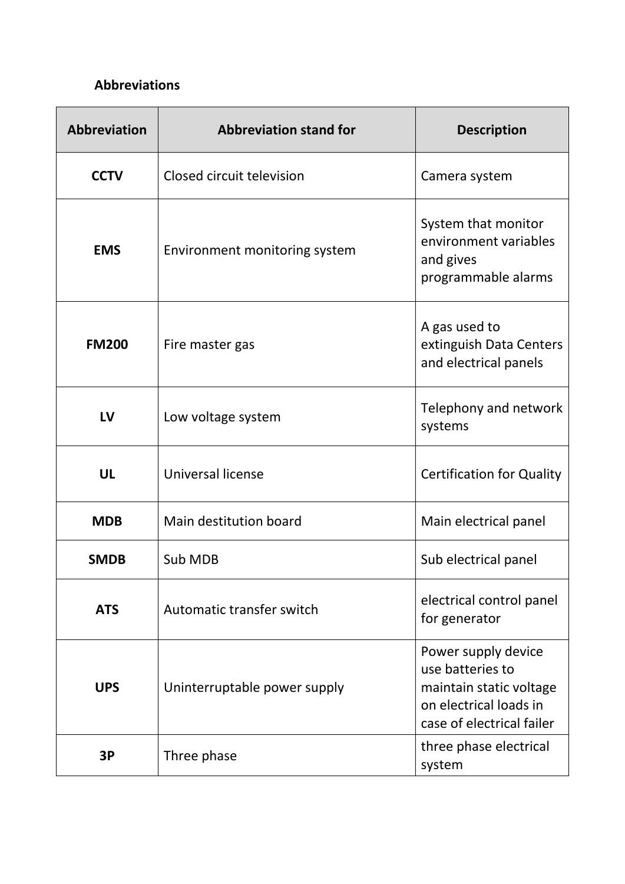**Abbreviations**

| Abbreviation | Abbreviation stand for | Description |
|---|---|---|
| **CCTV** | Closed circuit television | Camera system |
| **EMS** | Environment monitoring system | System that monitor environment variables and gives programmable alarms |
| **FM200** | Fire master gas | A gas used to extinguish Data Centers and electrical panels |
| **LV** | Low voltage system | Telephony and network systems |
| **UL** | Universal license | Certification for Quality |
| **MDB** | Main destitution board | Main electrical panel |
| **SMDB** | Sub MDB | Sub electrical panel |
| **ATS** | Automatic transfer switch | electrical control panel for generator |
| **UPS** | Uninterruptable power supply | Power supply device use batteries to maintain static voltage on electrical loads in case of electrical failer |
| **3P** | Three phase | three phase electrical system |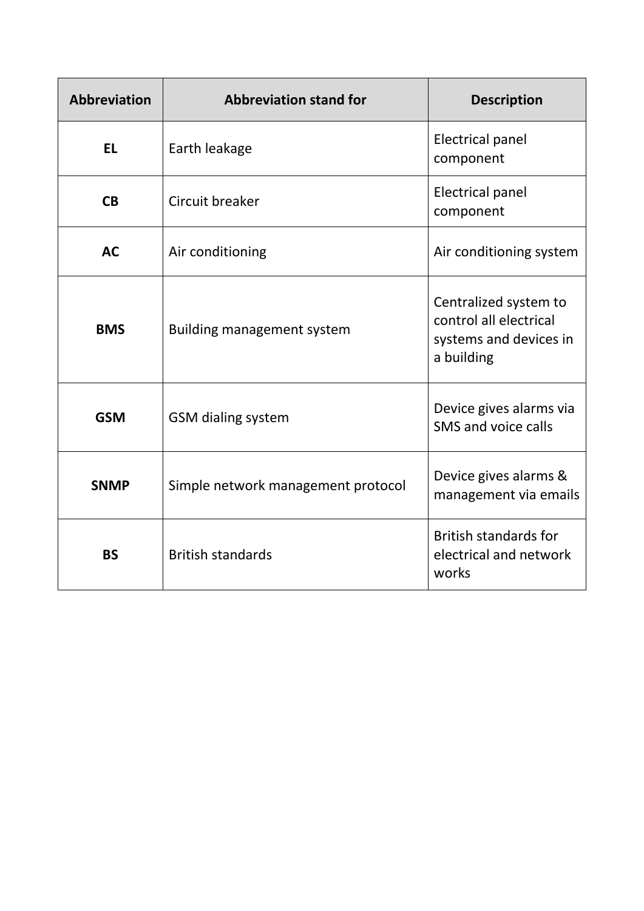| Abbreviation | Abbreviation stand for | Description |
|---|---|---|
| **EL** | Earth leakage | Electrical panel component |
| **CB** | Circuit breaker | Electrical panel component |
| **AC** | Air conditioning | Air conditioning system |
| **BMS** | Building management system | Centralized system to control all electrical systems and devices in a building |
| **GSM** | GSM dialing system | Device gives alarms via SMS and voice calls |
| **SNMP** | Simple network management protocol | Device gives alarms & management via emails |
| **BS** | British standards | British standards for electrical and network works |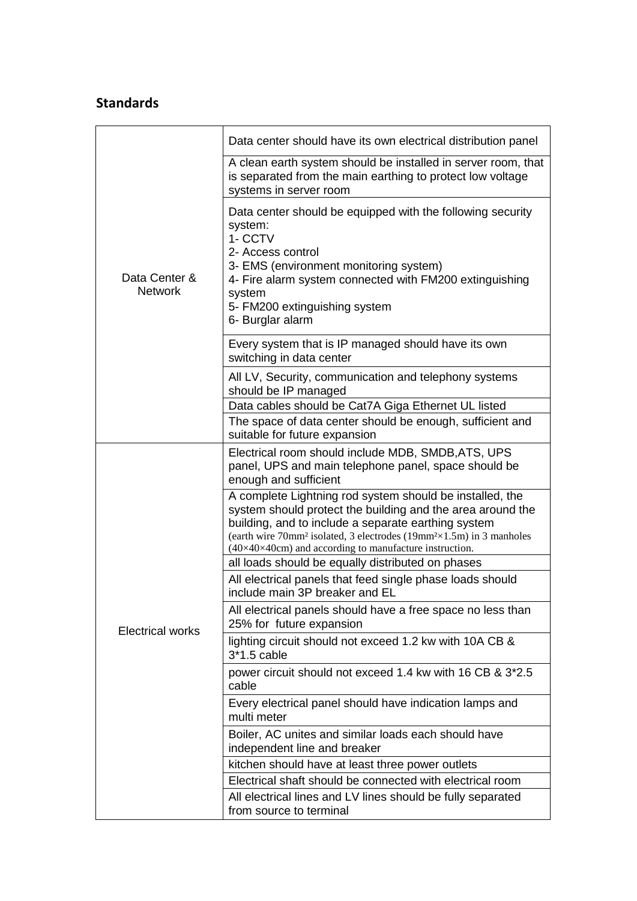## Standards

| | |
|---|---|
| Data Center & Network | Data center should have its own electrical distribution panel |
| | A clean earth system should be installed in server room, that is separated from the main earthing to protect low voltage systems in server room |
| | Data center should be equipped with the following security system:<br>1- CCTV<br>2- Access control<br>3- EMS (environment monitoring system)<br>4- Fire alarm system connected with FM200 extinguishing system<br>5- FM200 extinguishing system<br>6- Burglar alarm |
| | Every system that is IP managed should have its own switching in data center |
| | All LV, Security, communication and telephony systems should be IP managed |
| | Data cables should be Cat7A Giga Ethernet UL listed |
| | The space of data center should be enough, sufficient and suitable for future expansion |
| Electrical works | Electrical room should include MDB, SMDB,ATS, UPS panel, UPS and main telephone panel, space should be enough and sufficient |
| | A complete Lightning rod system should be installed, the system should protect the building and the area around the building, and to include a separate earthing system (earth wire 70mm² isolated, 3 electrodes (19mm²×1.5m) in 3 manholes (40×40×40cm) and according to manufacture instruction. |
| | all loads should be equally distributed on phases |
| | All electrical panels that feed single phase loads should include main 3P breaker and EL |
| | All electrical panels should have a free space no less than 25% for future expansion |
| | lighting circuit should not exceed 1.2 kw with 10A CB & 3*1.5 cable |
| | power circuit should not exceed 1.4 kw with 16 CB & 3*2.5 cable |
| | Every electrical panel should have indication lamps and multi meter |
| | Boiler, AC unites and similar loads each should have independent line and breaker |
| | kitchen should have at least three power outlets |
| | Electrical shaft should be connected with electrical room |
| | All electrical lines and LV lines should be fully separated from source to terminal |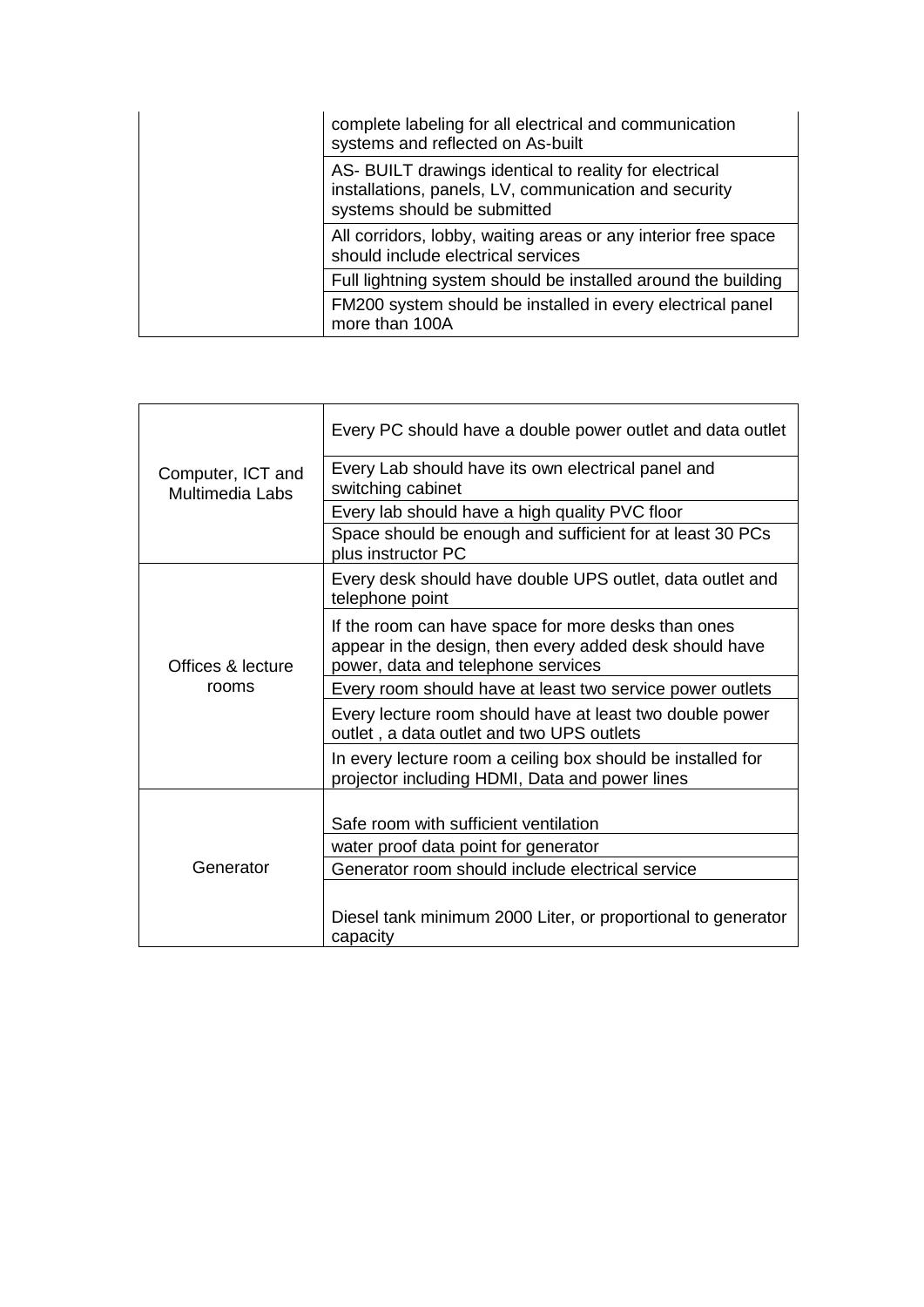| | |
|---|---|
| | complete labeling for all electrical and communication systems and reflected on As-built |
| | AS- BUILT drawings identical to reality for electrical installations, panels, LV, communication and security systems should be submitted |
| | All corridors, lobby, waiting areas or any interior free space should include electrical services |
| | Full lightning system should be installed around the building |
| | FM200 system should be installed in every electrical panel more than 100A |

| | |
|---|---|
| Computer, ICT and Multimedia Labs | Every PC should have a double power outlet and data outlet |
| | Every Lab should have its own electrical panel and switching cabinet |
| | Every lab should have a high quality PVC floor |
| | Space should be enough and sufficient for at least 30 PCs plus instructor PC |
| Offices & lecture rooms | Every desk should have double UPS outlet, data outlet and telephone point |
| | If the room can have space for more desks than ones appear in the design, then every added desk should have power, data and telephone services |
| | Every room should have at least two service power outlets |
| | Every lecture room should have at least two double power outlet , a data outlet and two UPS outlets |
| | In every lecture room a ceiling box should be installed for projector including HDMI, Data and power lines |
| Generator | Safe room with sufficient ventilation |
| | water proof data point for generator |
| | Generator room should include electrical service |
| | Diesel tank minimum 2000 Liter, or proportional to generator capacity |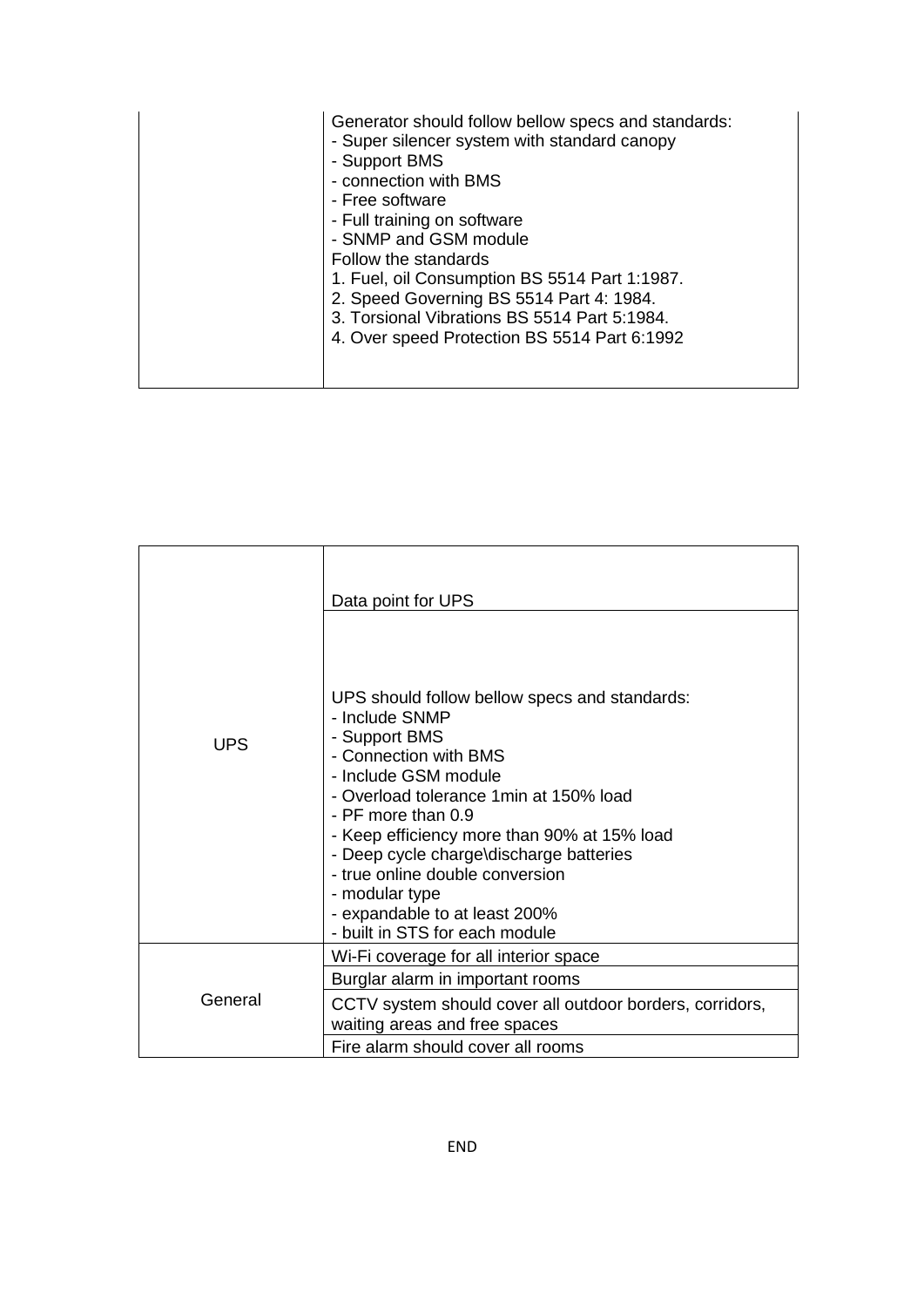| | |
|---|---|
| | Generator should follow bellow specs and standards:<br>- Super silencer system with standard canopy<br>- Support BMS<br>- connection with BMS<br>- Free software<br>- Full training on software<br>- SNMP and GSM module<br>Follow the standards<br>1. Fuel, oil Consumption BS 5514 Part 1:1987.<br>2. Speed Governing BS 5514 Part 4: 1984.<br>3. Torsional Vibrations BS 5514 Part 5:1984.<br>4. Over speed Protection BS 5514 Part 6:1992 |

| | |
|---|---|
| UPS | Data point for UPS |
| | UPS should follow bellow specs and standards:<br>- Include SNMP<br>- Support BMS<br>- Connection with BMS<br>- Include GSM module<br>- Overload tolerance 1min at 150% load<br>- PF more than 0.9<br>- Keep efficiency more than 90% at 15% load<br>- Deep cycle charge\discharge batteries<br>- true online double conversion<br>- modular type<br>- expandable to at least 200%<br>- built in STS for each module |
| General | Wi-Fi coverage for all interior space |
| | Burglar alarm in important rooms |
| | CCTV system should cover all outdoor borders, corridors, waiting areas and free spaces |
| | Fire alarm should cover all rooms |

END